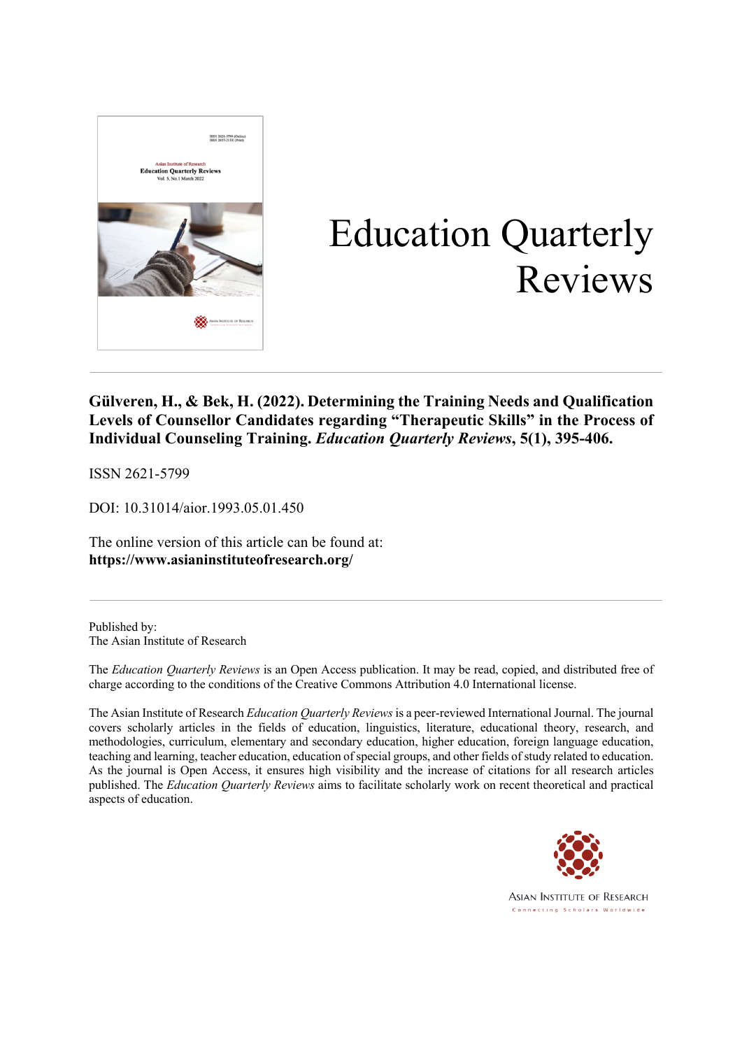# Education Quarterly Reviews

**Gülveren, H., & Bek, H. (2022). Determining the Training Needs and Qualification Levels of Counsellor Candidates regarding "Therapeutic Skills" in the Process of Individual Counseling Training. *Education Quarterly Reviews*, 5(1), 395-406.**

ISSN 2621-5799

DOI: 10.31014/aior.1993.05.01.450

The online version of this article can be found at:
**https://www.asianinstituteofresearch.org/**

---

Published by:
The Asian Institute of Research

The *Education Quarterly Reviews* is an Open Access publication. It may be read, copied, and distributed free of charge according to the conditions of the Creative Commons Attribution 4.0 International license.

The Asian Institute of Research *Education Quarterly Reviews* is a peer-reviewed International Journal. The journal covers scholarly articles in the fields of education, linguistics, literature, educational theory, research, and methodologies, curriculum, elementary and secondary education, higher education, foreign language education, teaching and learning, teacher education, education of special groups, and other fields of study related to education. As the journal is Open Access, it ensures high visibility and the increase of citations for all research articles published. The *Education Quarterly Reviews* aims to facilitate scholarly work on recent theoretical and practical aspects of education.

ASIAN INSTITUTE OF RESEARCH
Connecting Scholars Worldwide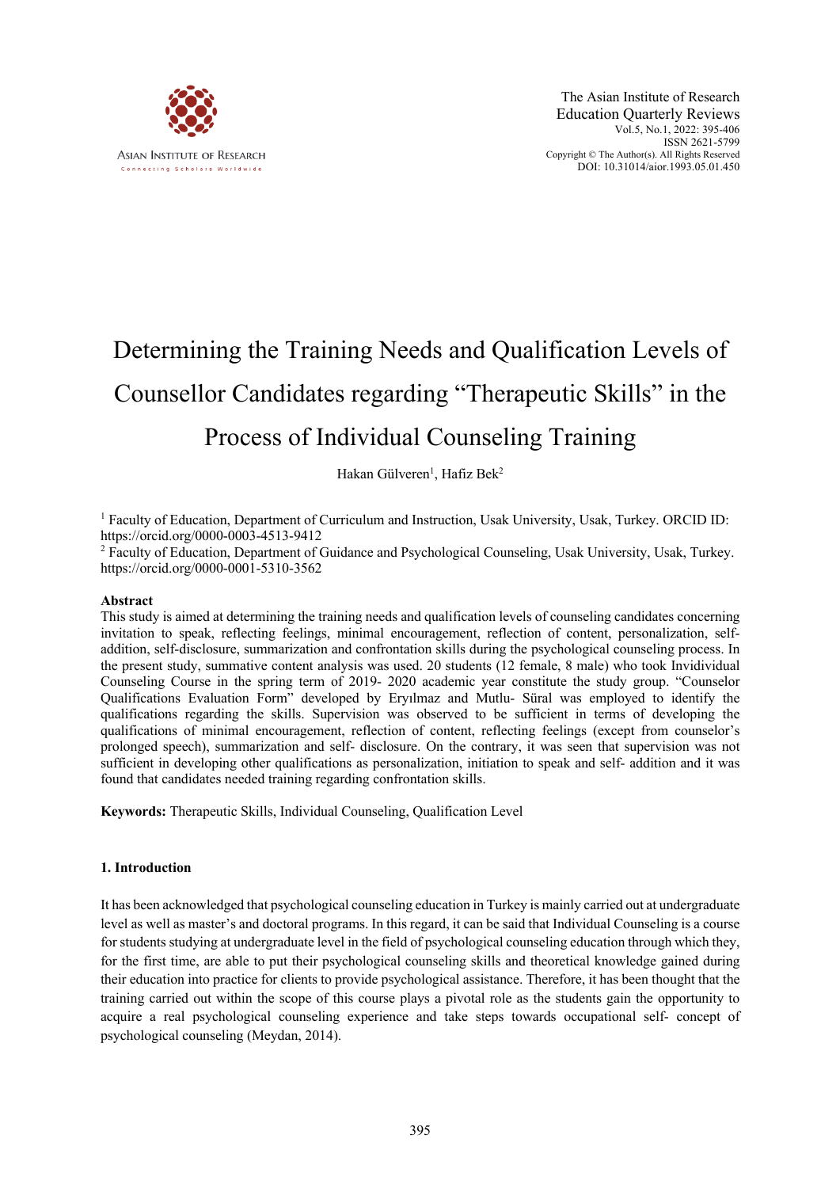# Determining the Training Needs and Qualification Levels of Counsellor Candidates regarding "Therapeutic Skills" in the Process of Individual Counseling Training

Hakan Gülveren[1], Hafiz Bek[2]

[1] Faculty of Education, Department of Curriculum and Instruction, Usak University, Usak, Turkey. ORCID ID: https://orcid.org/0000-0003-4513-9412

[2] Faculty of Education, Department of Guidance and Psychological Counseling, Usak University, Usak, Turkey. https://orcid.org/0000-0001-5310-3562

## Abstract

This study is aimed at determining the training needs and qualification levels of counseling candidates concerning invitation to speak, reflecting feelings, minimal encouragement, reflection of content, personalization, self-addition, self-disclosure, summarization and confrontation skills during the psychological counseling process. In the present study, summative content analysis was used. 20 students (12 female, 8 male) who took Invidividual Counseling Course in the spring term of 2019- 2020 academic year constitute the study group. "Counselor Qualifications Evaluation Form" developed by Eryılmaz and Mutlu- Süral was employed to identify the qualifications regarding the skills. Supervision was observed to be sufficient in terms of developing the qualifications of minimal encouragement, reflection of content, reflecting feelings (except from counselor's prolonged speech), summarization and self- disclosure. On the contrary, it was seen that supervision was not sufficient in developing other qualifications as personalization, initiation to speak and self- addition and it was found that candidates needed training regarding confrontation skills.

**Keywords:** Therapeutic Skills, Individual Counseling, Qualification Level

## 1. Introduction

It has been acknowledged that psychological counseling education in Turkey is mainly carried out at undergraduate level as well as master's and doctoral programs. In this regard, it can be said that Individual Counseling is a course for students studying at undergraduate level in the field of psychological counseling education through which they, for the first time, are able to put their psychological counseling skills and theoretical knowledge gained during their education into practice for clients to provide psychological assistance. Therefore, it has been thought that the training carried out within the scope of this course plays a pivotal role as the students gain the opportunity to acquire a real psychological counseling experience and take steps towards occupational self- concept of psychological counseling (Meydan, 2014).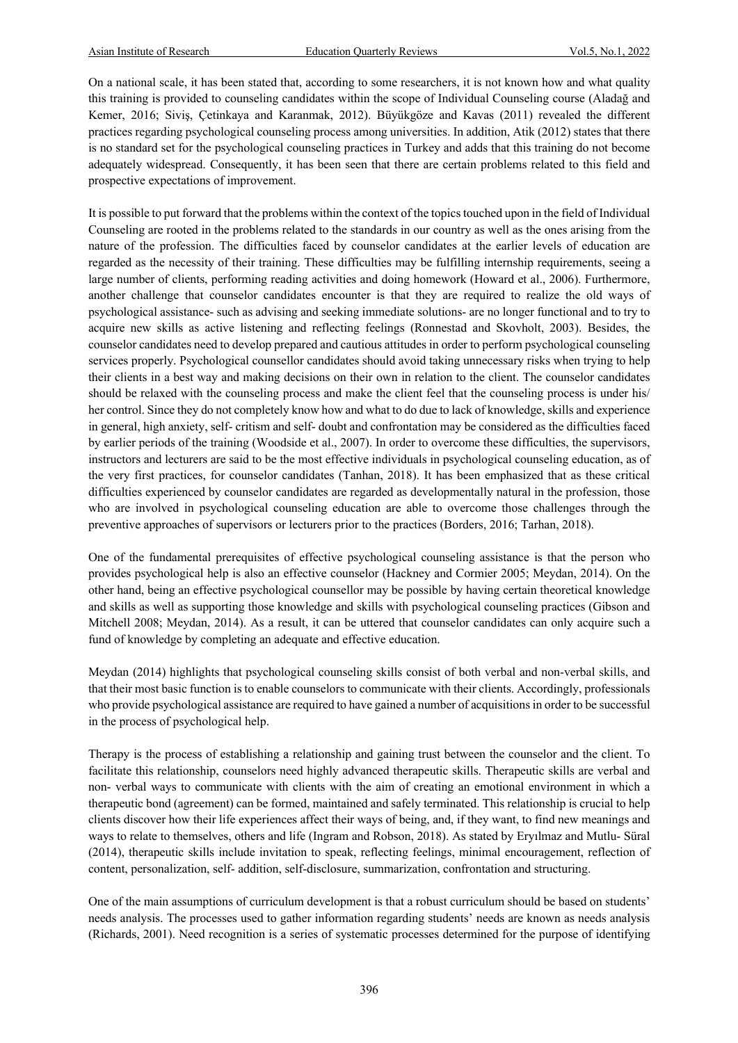On a national scale, it has been stated that, according to some researchers, it is not known how and what quality this training is provided to counseling candidates within the scope of Individual Counseling course (Aladağ and Kemer, 2016; Siviş, Çetinkaya and Karanmak, 2012). Büyükgöze and Kavas (2011) revealed the different practices regarding psychological counseling process among universities. In addition, Atik (2012) states that there is no standard set for the psychological counseling practices in Turkey and adds that this training do not become adequately widespread. Consequently, it has been seen that there are certain problems related to this field and prospective expectations of improvement.

It is possible to put forward that the problems within the context of the topics touched upon in the field of Individual Counseling are rooted in the problems related to the standards in our country as well as the ones arising from the nature of the profession. The difficulties faced by counselor candidates at the earlier levels of education are regarded as the necessity of their training. These difficulties may be fulfilling internship requirements, seeing a large number of clients, performing reading activities and doing homework (Howard et al., 2006). Furthermore, another challenge that counselor candidates encounter is that they are required to realize the old ways of psychological assistance- such as advising and seeking immediate solutions- are no longer functional and to try to acquire new skills as active listening and reflecting feelings (Ronnestad and Skovholt, 2003). Besides, the counselor candidates need to develop prepared and cautious attitudes in order to perform psychological counseling services properly. Psychological counsellor candidates should avoid taking unnecessary risks when trying to help their clients in a best way and making decisions on their own in relation to the client. The counselor candidates should be relaxed with the counseling process and make the client feel that the counseling process is under his/ her control. Since they do not completely know how and what to do due to lack of knowledge, skills and experience in general, high anxiety, self- critism and self- doubt and confrontation may be considered as the difficulties faced by earlier periods of the training (Woodside et al., 2007). In order to overcome these difficulties, the supervisors, instructors and lecturers are said to be the most effective individuals in psychological counseling education, as of the very first practices, for counselor candidates (Tanhan, 2018). It has been emphasized that as these critical difficulties experienced by counselor candidates are regarded as developmentally natural in the profession, those who are involved in psychological counseling education are able to overcome those challenges through the preventive approaches of supervisors or lecturers prior to the practices (Borders, 2016; Tarhan, 2018).

One of the fundamental prerequisites of effective psychological counseling assistance is that the person who provides psychological help is also an effective counselor (Hackney and Cormier 2005; Meydan, 2014). On the other hand, being an effective psychological counsellor may be possible by having certain theoretical knowledge and skills as well as supporting those knowledge and skills with psychological counseling practices (Gibson and Mitchell 2008; Meydan, 2014). As a result, it can be uttered that counselor candidates can only acquire such a fund of knowledge by completing an adequate and effective education.

Meydan (2014) highlights that psychological counseling skills consist of both verbal and non-verbal skills, and that their most basic function is to enable counselors to communicate with their clients. Accordingly, professionals who provide psychological assistance are required to have gained a number of acquisitions in order to be successful in the process of psychological help.

Therapy is the process of establishing a relationship and gaining trust between the counselor and the client. To facilitate this relationship, counselors need highly advanced therapeutic skills. Therapeutic skills are verbal and non- verbal ways to communicate with clients with the aim of creating an emotional environment in which a therapeutic bond (agreement) can be formed, maintained and safely terminated. This relationship is crucial to help clients discover how their life experiences affect their ways of being, and, if they want, to find new meanings and ways to relate to themselves, others and life (Ingram and Robson, 2018). As stated by Eryılmaz and Mutlu- Süral (2014), therapeutic skills include invitation to speak, reflecting feelings, minimal encouragement, reflection of content, personalization, self- addition, self-disclosure, summarization, confrontation and structuring.

One of the main assumptions of curriculum development is that a robust curriculum should be based on students' needs analysis. The processes used to gather information regarding students' needs are known as needs analysis (Richards, 2001). Need recognition is a series of systematic processes determined for the purpose of identifying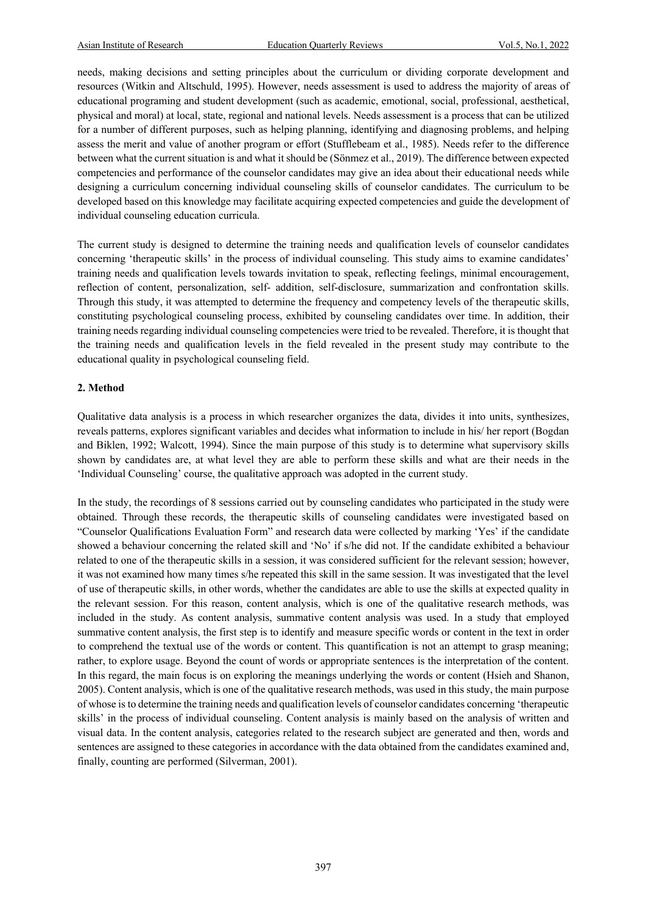needs, making decisions and setting principles about the curriculum or dividing corporate development and resources (Witkin and Altschuld, 1995). However, needs assessment is used to address the majority of areas of educational programing and student development (such as academic, emotional, social, professional, aesthetical, physical and moral) at local, state, regional and national levels. Needs assessment is a process that can be utilized for a number of different purposes, such as helping planning, identifying and diagnosing problems, and helping assess the merit and value of another program or effort (Stufflebeam et al., 1985). Needs refer to the difference between what the current situation is and what it should be (Sönmez et al., 2019). The difference between expected competencies and performance of the counselor candidates may give an idea about their educational needs while designing a curriculum concerning individual counseling skills of counselor candidates. The curriculum to be developed based on this knowledge may facilitate acquiring expected competencies and guide the development of individual counseling education curricula.

The current study is designed to determine the training needs and qualification levels of counselor candidates concerning 'therapeutic skills' in the process of individual counseling. This study aims to examine candidates' training needs and qualification levels towards invitation to speak, reflecting feelings, minimal encouragement, reflection of content, personalization, self- addition, self-disclosure, summarization and confrontation skills. Through this study, it was attempted to determine the frequency and competency levels of the therapeutic skills, constituting psychological counseling process, exhibited by counseling candidates over time. In addition, their training needs regarding individual counseling competencies were tried to be revealed. Therefore, it is thought that the training needs and qualification levels in the field revealed in the present study may contribute to the educational quality in psychological counseling field.

## 2. Method

Qualitative data analysis is a process in which researcher organizes the data, divides it into units, synthesizes, reveals patterns, explores significant variables and decides what information to include in his/ her report (Bogdan and Biklen, 1992; Walcott, 1994). Since the main purpose of this study is to determine what supervisory skills shown by candidates are, at what level they are able to perform these skills and what are their needs in the 'Individual Counseling' course, the qualitative approach was adopted in the current study.

In the study, the recordings of 8 sessions carried out by counseling candidates who participated in the study were obtained. Through these records, the therapeutic skills of counseling candidates were investigated based on "Counselor Qualifications Evaluation Form" and research data were collected by marking 'Yes' if the candidate showed a behaviour concerning the related skill and 'No' if s/he did not. If the candidate exhibited a behaviour related to one of the therapeutic skills in a session, it was considered sufficient for the relevant session; however, it was not examined how many times s/he repeated this skill in the same session. It was investigated that the level of use of therapeutic skills, in other words, whether the candidates are able to use the skills at expected quality in the relevant session. For this reason, content analysis, which is one of the qualitative research methods, was included in the study. As content analysis, summative content analysis was used. In a study that employed summative content analysis, the first step is to identify and measure specific words or content in the text in order to comprehend the textual use of the words or content. This quantification is not an attempt to grasp meaning; rather, to explore usage. Beyond the count of words or appropriate sentences is the interpretation of the content. In this regard, the main focus is on exploring the meanings underlying the words or content (Hsieh and Shanon, 2005). Content analysis, which is one of the qualitative research methods, was used in this study, the main purpose of whose is to determine the training needs and qualification levels of counselor candidates concerning 'therapeutic skills' in the process of individual counseling. Content analysis is mainly based on the analysis of written and visual data. In the content analysis, categories related to the research subject are generated and then, words and sentences are assigned to these categories in accordance with the data obtained from the candidates examined and, finally, counting are performed (Silverman, 2001).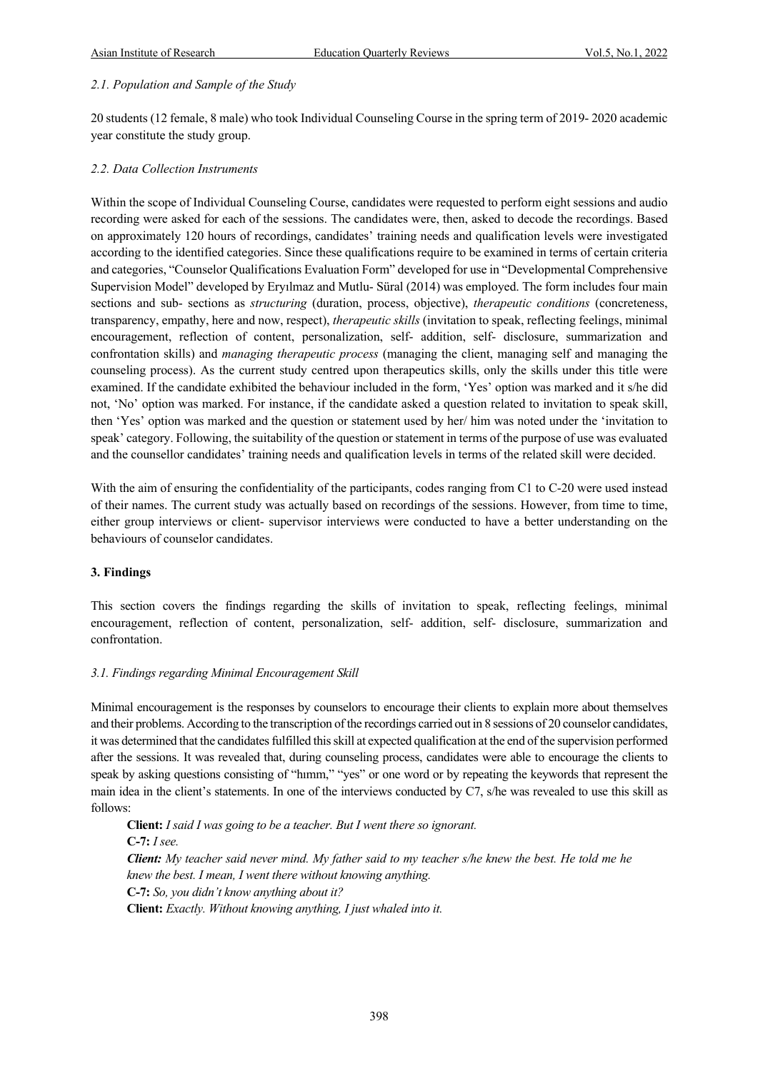### *2.1. Population and Sample of the Study*

20 students (12 female, 8 male) who took Individual Counseling Course in the spring term of 2019- 2020 academic year constitute the study group.

### *2.2. Data Collection Instruments*

Within the scope of Individual Counseling Course, candidates were requested to perform eight sessions and audio recording were asked for each of the sessions. The candidates were, then, asked to decode the recordings. Based on approximately 120 hours of recordings, candidates' training needs and qualification levels were investigated according to the identified categories. Since these qualifications require to be examined in terms of certain criteria and categories, "Counselor Qualifications Evaluation Form" developed for use in "Developmental Comprehensive Supervision Model" developed by Eryılmaz and Mutlu- Süral (2014) was employed. The form includes four main sections and sub- sections as *structuring* (duration, process, objective), *therapeutic conditions* (concreteness, transparency, empathy, here and now, respect), *therapeutic skills* (invitation to speak, reflecting feelings, minimal encouragement, reflection of content, personalization, self- addition, self- disclosure, summarization and confrontation skills) and *managing therapeutic process* (managing the client, managing self and managing the counseling process). As the current study centred upon therapeutics skills, only the skills under this title were examined. If the candidate exhibited the behaviour included in the form, 'Yes' option was marked and it s/he did not, 'No' option was marked. For instance, if the candidate asked a question related to invitation to speak skill, then 'Yes' option was marked and the question or statement used by her/ him was noted under the 'invitation to speak' category. Following, the suitability of the question or statement in terms of the purpose of use was evaluated and the counsellor candidates' training needs and qualification levels in terms of the related skill were decided.

With the aim of ensuring the confidentiality of the participants, codes ranging from C1 to C-20 were used instead of their names. The current study was actually based on recordings of the sessions. However, from time to time, either group interviews or client- supervisor interviews were conducted to have a better understanding on the behaviours of counselor candidates.

## 3. Findings

This section covers the findings regarding the skills of invitation to speak, reflecting feelings, minimal encouragement, reflection of content, personalization, self- addition, self- disclosure, summarization and confrontation.

### *3.1. Findings regarding Minimal Encouragement Skill*

Minimal encouragement is the responses by counselors to encourage their clients to explain more about themselves and their problems. According to the transcription of the recordings carried out in 8 sessions of 20 counselor candidates, it was determined that the candidates fulfilled this skill at expected qualification at the end of the supervision performed after the sessions. It was revealed that, during counseling process, candidates were able to encourage the clients to speak by asking questions consisting of "hımm," "yes" or one word or by repeating the keywords that represent the main idea in the client's statements. In one of the interviews conducted by C7, s/he was revealed to use this skill as follows:

**Client:** *I said I was going to be a teacher. But I went there so ignorant.*
**C-7:** *I see.*
***Client:*** *My teacher said never mind. My father said to my teacher s/he knew the best. He told me he knew the best. I mean, I went there without knowing anything.*
**C-7:** *So, you didn't know anything about it?*
**Client:** *Exactly. Without knowing anything, I just whaled into it.*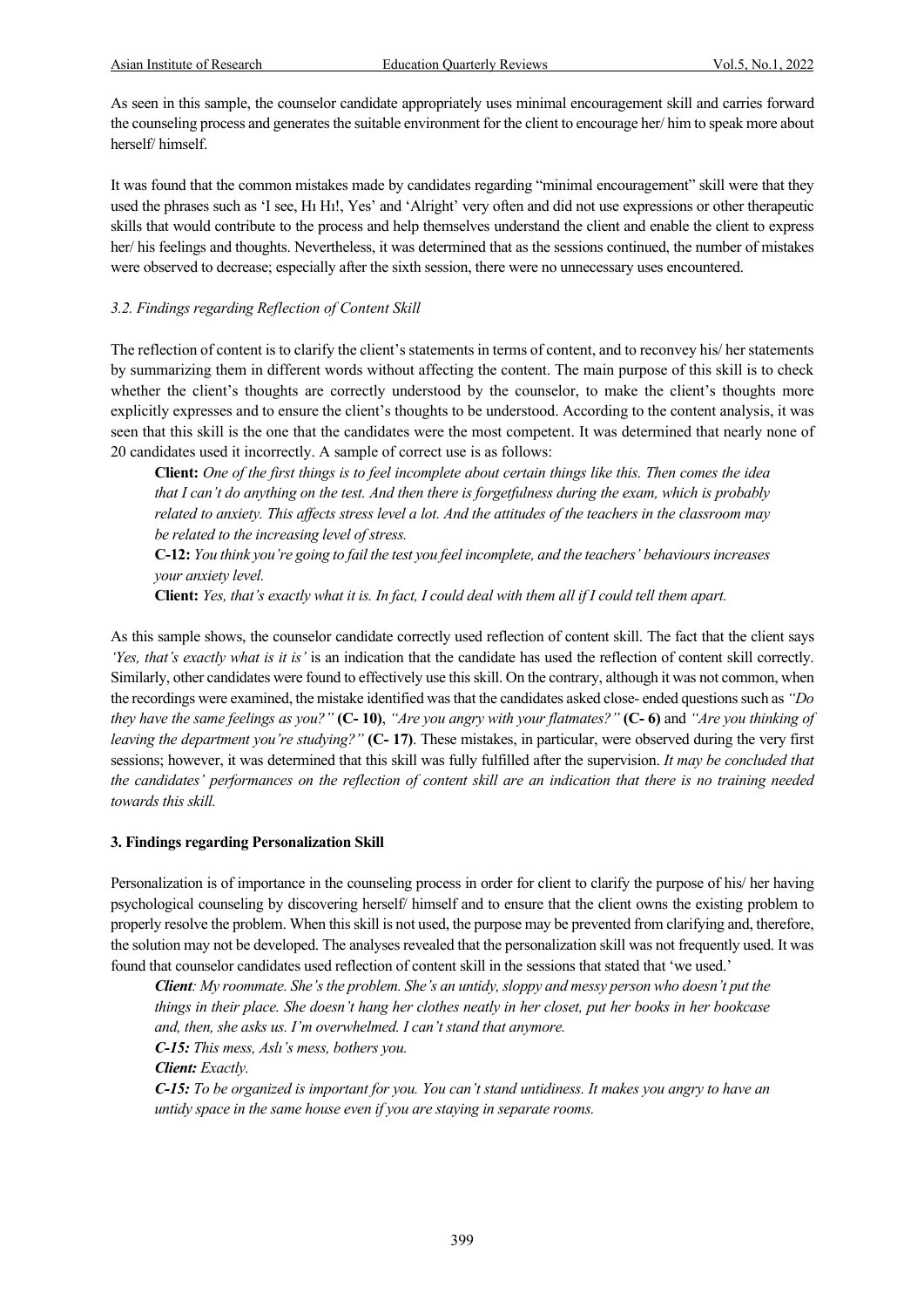As seen in this sample, the counselor candidate appropriately uses minimal encouragement skill and carries forward the counseling process and generates the suitable environment for the client to encourage her/ him to speak more about herself/ himself.

It was found that the common mistakes made by candidates regarding "minimal encouragement" skill were that they used the phrases such as 'I see, Hı Hı!, Yes' and 'Alright' very often and did not use expressions or other therapeutic skills that would contribute to the process and help themselves understand the client and enable the client to express her/ his feelings and thoughts. Nevertheless, it was determined that as the sessions continued, the number of mistakes were observed to decrease; especially after the sixth session, there were no unnecessary uses encountered.

### *3.2. Findings regarding Reflection of Content Skill*

The reflection of content is to clarify the client's statements in terms of content, and to reconvey his/ her statements by summarizing them in different words without affecting the content. The main purpose of this skill is to check whether the client's thoughts are correctly understood by the counselor, to make the client's thoughts more explicitly expresses and to ensure the client's thoughts to be understood. According to the content analysis, it was seen that this skill is the one that the candidates were the most competent. It was determined that nearly none of 20 candidates used it incorrectly. A sample of correct use is as follows:

> **Client:** *One of the first things is to feel incomplete about certain things like this. Then comes the idea that I can't do anything on the test. And then there is forgetfulness during the exam, which is probably related to anxiety. This affects stress level a lot. And the attitudes of the teachers in the classroom may be related to the increasing level of stress.*
>
> **C-12:** *You think you're going to fail the test you feel incomplete, and the teachers' behaviours increases your anxiety level.*
>
> **Client:** *Yes, that's exactly what it is. In fact, I could deal with them all if I could tell them apart.*

As this sample shows, the counselor candidate correctly used reflection of content skill. The fact that the client says *'Yes, that's exactly what is it is'* is an indication that the candidate has used the reflection of content skill correctly. Similarly, other candidates were found to effectively use this skill. On the contrary, although it was not common, when the recordings were examined, the mistake identified was that the candidates asked close- ended questions such as *"Do they have the same feelings as you?"* **(C- 10)**, *"Are you angry with your flatmates?"* **(C- 6)** and *"Are you thinking of leaving the department you're studying?"* **(C- 17)**. These mistakes, in particular, were observed during the very first sessions; however, it was determined that this skill was fully fulfilled after the supervision. *It may be concluded that the candidates' performances on the reflection of content skill are an indication that there is no training needed towards this skill.*

## 3. Findings regarding Personalization Skill

Personalization is of importance in the counseling process in order for client to clarify the purpose of his/ her having psychological counseling by discovering herself/ himself and to ensure that the client owns the existing problem to properly resolve the problem. When this skill is not used, the purpose may be prevented from clarifying and, therefore, the solution may not be developed. The analyses revealed that the personalization skill was not frequently used. It was found that counselor candidates used reflection of content skill in the sessions that stated that 'we used.'

> ***Client***: *My roommate. She's the problem. She's an untidy, sloppy and messy person who doesn't put the things in their place. She doesn't hang her clothes neatly in her closet, put her books in her bookcase and, then, she asks us. I'm overwhelmed. I can't stand that anymore.*
>
> ***C-15:*** *This mess, Aslı's mess, bothers you.*
>
> ***Client:*** *Exactly.*
>
> ***C-15:*** *To be organized is important for you. You can't stand untidiness. It makes you angry to have an untidy space in the same house even if you are staying in separate rooms.*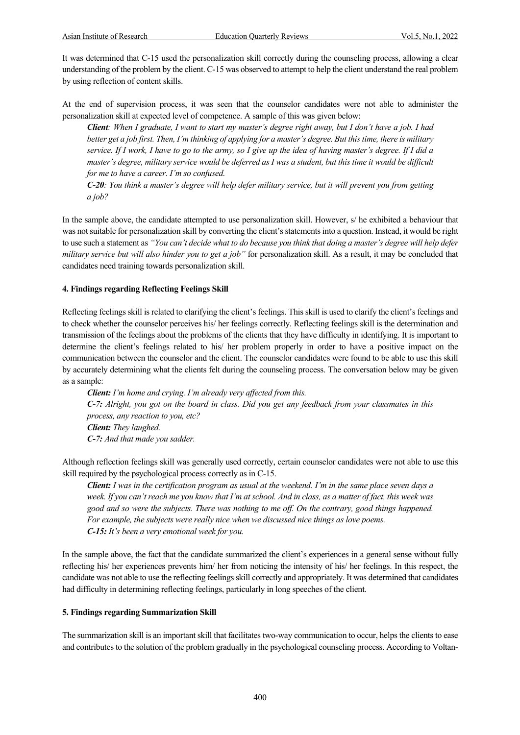It was determined that C-15 used the personalization skill correctly during the counseling process, allowing a clear understanding of the problem by the client. C-15 was observed to attempt to help the client understand the real problem by using reflection of content skills.

At the end of supervision process, it was seen that the counselor candidates were not able to administer the personalization skill at expected level of competence. A sample of this was given below:

> ***Client**: When I graduate, I want to start my master's degree right away, but I don't have a job. I had better get a job first. Then, I'm thinking of applying for a master's degree. But this time, there is military service. If I work, I have to go to the army, so I give up the idea of having master's degree. If I did a master's degree, military service would be deferred as I was a student, but this time it would be difficult for me to have a career. I'm so confused.*
>
> ***C-20**: You think a master's degree will help defer military service, but it will prevent you from getting a job?*

In the sample above, the candidate attempted to use personalization skill. However, s/ he exhibited a behaviour that was not suitable for personalization skill by converting the client's statements into a question. Instead, it would be right to use such a statement as *"You can't decide what to do because you think that doing a master's degree will help defer military service but will also hinder you to get a job"* for personalization skill. As a result, it may be concluded that candidates need training towards personalization skill.

**4. Findings regarding Reflecting Feelings Skill**

Reflecting feelings skill is related to clarifying the client's feelings. This skill is used to clarify the client's feelings and to check whether the counselor perceives his/ her feelings correctly. Reflecting feelings skill is the determination and transmission of the feelings about the problems of the clients that they have difficulty in identifying. It is important to determine the client's feelings related to his/ her problem properly in order to have a positive impact on the communication between the counselor and the client. The counselor candidates were found to be able to use this skill by accurately determining what the clients felt during the counseling process. The conversation below may be given as a sample:

> ***Client:** I'm home and crying. I'm already very affected from this.*
>
> ***C-7:** Alright, you got on the board in class. Did you get any feedback from your classmates in this process, any reaction to you, etc?*
>
> ***Client:** They laughed.*
>
> ***C-7:** And that made you sadder.*

Although reflection feelings skill was generally used correctly, certain counselor candidates were not able to use this skill required by the psychological process correctly as in C-15.

> ***Client:** I was in the certification program as usual at the weekend. I'm in the same place seven days a week. If you can't reach me you know that I'm at school. And in class, as a matter of fact, this week was good and so were the subjects. There was nothing to me off. On the contrary, good things happened. For example, the subjects were really nice when we discussed nice things as love poems.*
>
> ***C-15:** It's been a very emotional week for you.*

In the sample above, the fact that the candidate summarized the client's experiences in a general sense without fully reflecting his/ her experiences prevents him/ her from noticing the intensity of his/ her feelings. In this respect, the candidate was not able to use the reflecting feelings skill correctly and appropriately. It was determined that candidates had difficulty in determining reflecting feelings, particularly in long speeches of the client.

**5. Findings regarding Summarization Skill**

The summarization skill is an important skill that facilitates two-way communication to occur, helps the clients to ease and contributes to the solution of the problem gradually in the psychological counseling process. According to Voltan-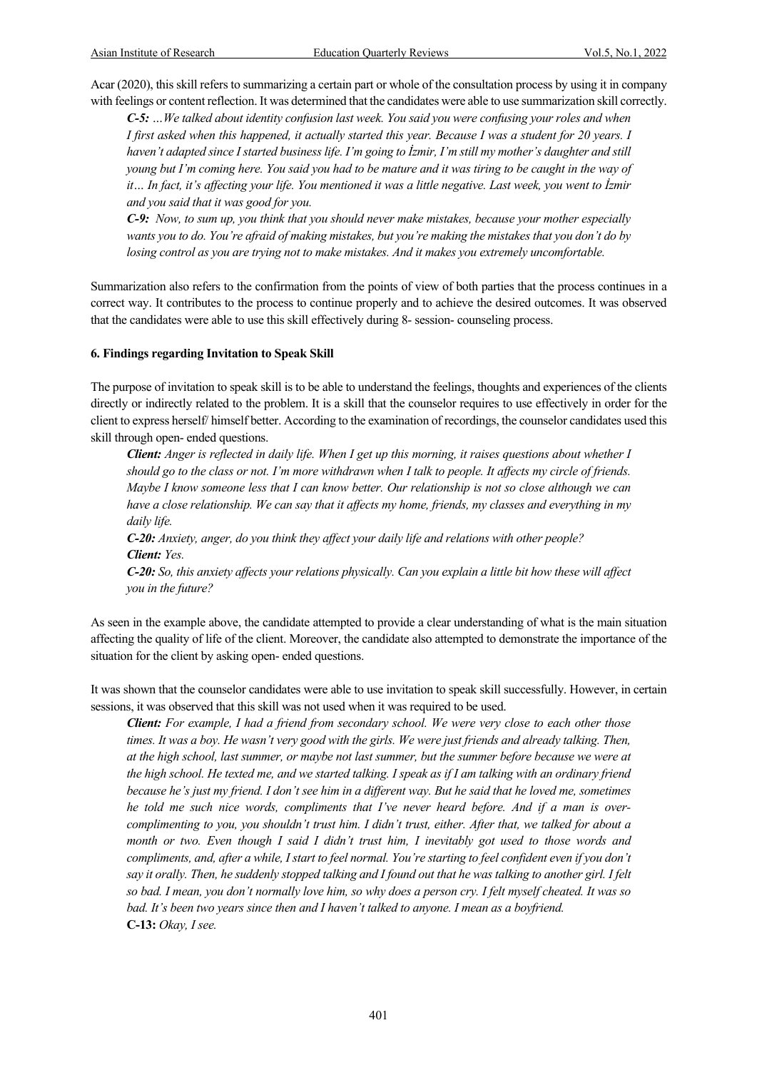Acar (2020), this skill refers to summarizing a certain part or whole of the consultation process by using it in company with feelings or content reflection. It was determined that the candidates were able to use summarization skill correctly.

> ***C-5:*** *…We talked about identity confusion last week. You said you were confusing your roles and when I first asked when this happened, it actually started this year. Because I was a student for 20 years. I haven't adapted since I started business life. I'm going to İzmir, I'm still my mother's daughter and still young but I'm coming here. You said you had to be mature and it was tiring to be caught in the way of it… In fact, it's affecting your life. You mentioned it was a little negative. Last week, you went to İzmir and you said that it was good for you.*
>
> ***C-9:*** *Now, to sum up, you think that you should never make mistakes, because your mother especially wants you to do. You're afraid of making mistakes, but you're making the mistakes that you don't do by losing control as you are trying not to make mistakes. And it makes you extremely uncomfortable.*

Summarization also refers to the confirmation from the points of view of both parties that the process continues in a correct way. It contributes to the process to continue properly and to achieve the desired outcomes. It was observed that the candidates were able to use this skill effectively during 8- session- counseling process.

### 6. Findings regarding Invitation to Speak Skill

The purpose of invitation to speak skill is to be able to understand the feelings, thoughts and experiences of the clients directly or indirectly related to the problem. It is a skill that the counselor requires to use effectively in order for the client to express herself/ himself better. According to the examination of recordings, the counselor candidates used this skill through open- ended questions.

> ***Client:*** *Anger is reflected in daily life. When I get up this morning, it raises questions about whether I should go to the class or not. I'm more withdrawn when I talk to people. It affects my circle of friends. Maybe I know someone less that I can know better. Our relationship is not so close although we can have a close relationship. We can say that it affects my home, friends, my classes and everything in my daily life.*
>
> ***C-20:*** *Anxiety, anger, do you think they affect your daily life and relations with other people?*
>
> ***Client:*** *Yes.*
>
> ***C-20:*** *So, this anxiety affects your relations physically. Can you explain a little bit how these will affect you in the future?*

As seen in the example above, the candidate attempted to provide a clear understanding of what is the main situation affecting the quality of life of the client. Moreover, the candidate also attempted to demonstrate the importance of the situation for the client by asking open- ended questions.

It was shown that the counselor candidates were able to use invitation to speak skill successfully. However, in certain sessions, it was observed that this skill was not used when it was required to be used.

> ***Client:*** *For example, I had a friend from secondary school. We were very close to each other those times. It was a boy. He wasn't very good with the girls. We were just friends and already talking. Then, at the high school, last summer, or maybe not last summer, but the summer before because we were at the high school. He texted me, and we started talking. I speak as if I am talking with an ordinary friend because he's just my friend. I don't see him in a different way. But he said that he loved me, sometimes he told me such nice words, compliments that I've never heard before. And if a man is over-complimenting to you, you shouldn't trust him. I didn't trust, either. After that, we talked for about a month or two. Even though I said I didn't trust him, I inevitably got used to those words and compliments, and, after a while, I start to feel normal. You're starting to feel confident even if you don't say it orally. Then, he suddenly stopped talking and I found out that he was talking to another girl. I felt so bad. I mean, you don't normally love him, so why does a person cry. I felt myself cheated. It was so bad. It's been two years since then and I haven't talked to anyone. I mean as a boyfriend.*
>
> **C-13:** *Okay, I see.*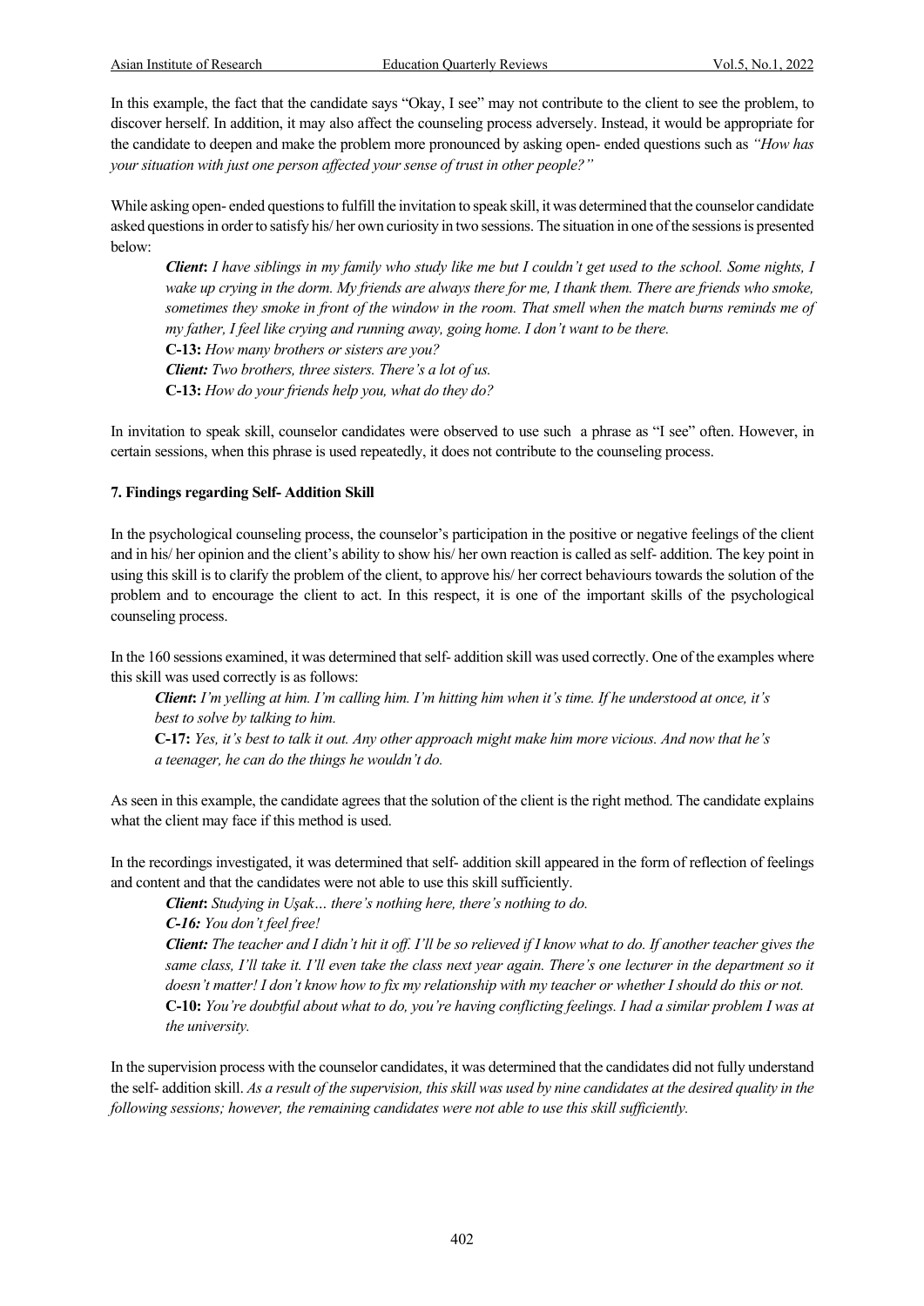In this example, the fact that the candidate says "Okay, I see" may not contribute to the client to see the problem, to discover herself. In addition, it may also affect the counseling process adversely. Instead, it would be appropriate for the candidate to deepen and make the problem more pronounced by asking open- ended questions such as *"How has your situation with just one person affected your sense of trust in other people?"*

While asking open- ended questions to fulfill the invitation to speak skill, it was determined that the counselor candidate asked questions in order to satisfy his/ her own curiosity in two sessions. The situation in one of the sessions is presented below:

> ***Client*: *I have siblings in my family who study like me but I couldn't get used to the school. Some nights, I wake up crying in the dorm. My friends are always there for me, I thank them. There are friends who smoke, sometimes they smoke in front of the window in the room. That smell when the match burns reminds me of my father, I feel like crying and running away, going home. I don't want to be there.***
> **C-13:** *How many brothers or sisters are you?*
> ***Client:*** *Two brothers, three sisters. There's a lot of us.*
> **C-13:** *How do your friends help you, what do they do?*

In invitation to speak skill, counselor candidates were observed to use such a phrase as "I see" often. However, in certain sessions, when this phrase is used repeatedly, it does not contribute to the counseling process.

### 7. Findings regarding Self- Addition Skill

In the psychological counseling process, the counselor's participation in the positive or negative feelings of the client and in his/ her opinion and the client's ability to show his/ her own reaction is called as self- addition. The key point in using this skill is to clarify the problem of the client, to approve his/ her correct behaviours towards the solution of the problem and to encourage the client to act. In this respect, it is one of the important skills of the psychological counseling process.

In the 160 sessions examined, it was determined that self- addition skill was used correctly. One of the examples where this skill was used correctly is as follows:

> ***Client*: *I'm yelling at him. I'm calling him. I'm hitting him when it's time. If he understood at once, it's best to solve by talking to him.***
> **C-17:** *Yes, it's best to talk it out. Any other approach might make him more vicious. And now that he's a teenager, he can do the things he wouldn't do.*

As seen in this example, the candidate agrees that the solution of the client is the right method. The candidate explains what the client may face if this method is used.

In the recordings investigated, it was determined that self- addition skill appeared in the form of reflection of feelings and content and that the candidates were not able to use this skill sufficiently.

> ***Client*:** *Studying in Uşak… there's nothing here, there's nothing to do.*
> ***C-16:*** *You don't feel free!*
> ***Client:*** ***The teacher and I didn't hit it off. I'll be so relieved if I know what to do. If another teacher gives the same class, I'll take it. I'll even take the class next year again. There's one lecturer in the department so it doesn't matter! I don't know how to fix my relationship with my teacher or whether I should do this or not.***
> **C-10:** *You're doubtful about what to do, you're having conflicting feelings. I had a similar problem I was at the university.*

In the supervision process with the counselor candidates, it was determined that the candidates did not fully understand the self- addition skill. *As a result of the supervision, this skill was used by nine candidates at the desired quality in the following sessions; however, the remaining candidates were not able to use this skill sufficiently.*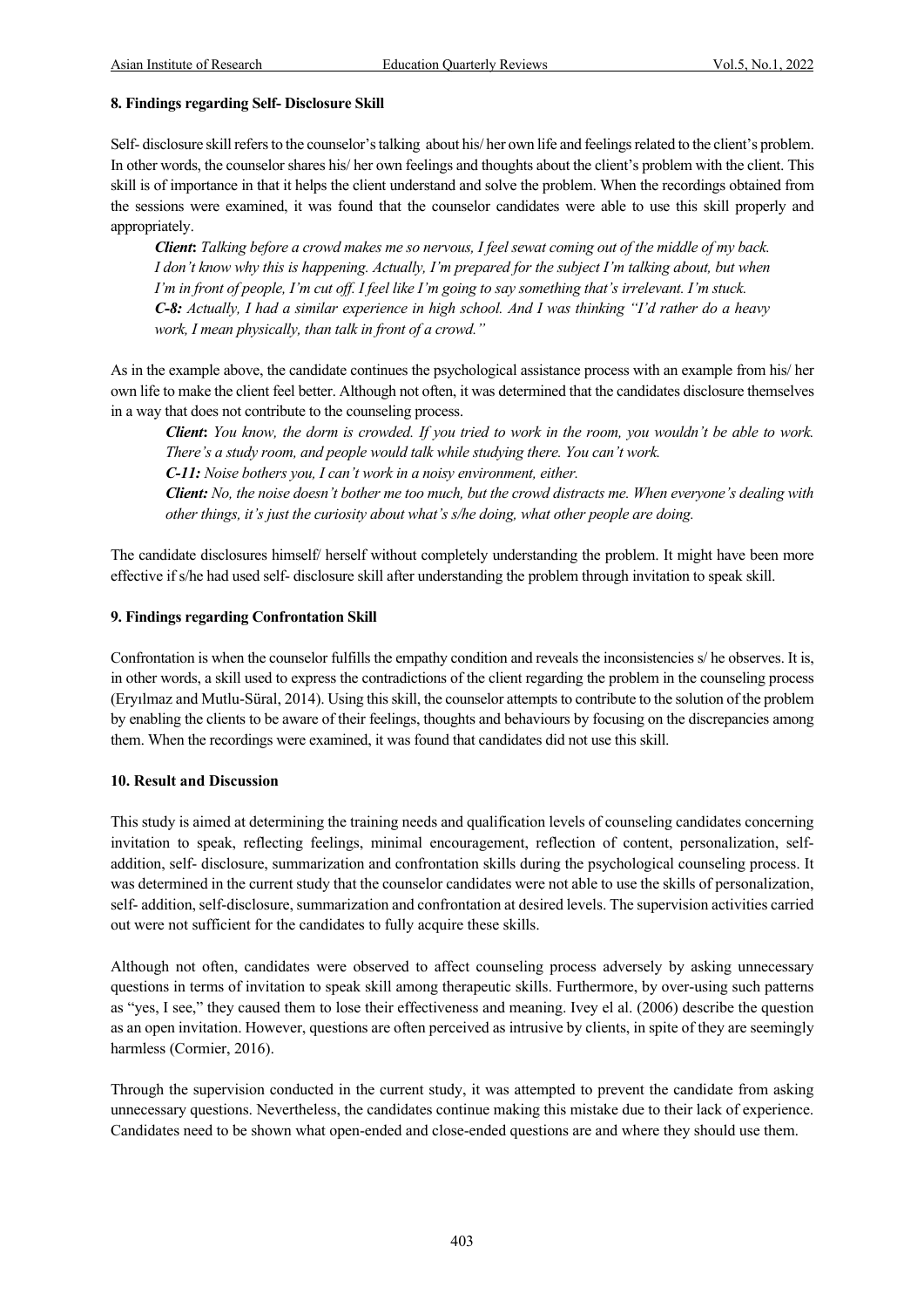### 8. Findings regarding Self- Disclosure Skill

Self- disclosure skill refers to the counselor's talking about his/ her own life and feelings related to the client's problem. In other words, the counselor shares his/ her own feelings and thoughts about the client's problem with the client. This skill is of importance in that it helps the client understand and solve the problem. When the recordings obtained from the sessions were examined, it was found that the counselor candidates were able to use this skill properly and appropriately.

> ***Client*****:** *Talking before a crowd makes me so nervous, I feel sewat coming out of the middle of my back. I don't know why this is happening. Actually, I'm prepared for the subject I'm talking about, but when I'm in front of people, I'm cut off. I feel like I'm going to say something that's irrelevant. I'm stuck.*
> ***C-8:*** *Actually, I had a similar experience in high school. And I was thinking "I'd rather do a heavy work, I mean physically, than talk in front of a crowd."*

As in the example above, the candidate continues the psychological assistance process with an example from his/ her own life to make the client feel better. Although not often, it was determined that the candidates disclosure themselves in a way that does not contribute to the counseling process.

> ***Client*****:** *You know, the dorm is crowded. If you tried to work in the room, you wouldn't be able to work. There's a study room, and people would talk while studying there. You can't work.*
> ***C-11:*** *Noise bothers you, I can't work in a noisy environment, either.*
> ***Client:*** *No, the noise doesn't bother me too much, but the crowd distracts me. When everyone's dealing with other things, it's just the curiosity about what's s/he doing, what other people are doing.*

The candidate disclosures himself/ herself without completely understanding the problem. It might have been more effective if s/he had used self- disclosure skill after understanding the problem through invitation to speak skill.

### 9. Findings regarding Confrontation Skill

Confrontation is when the counselor fulfills the empathy condition and reveals the inconsistencies s/ he observes. It is, in other words, a skill used to express the contradictions of the client regarding the problem in the counseling process (Eryılmaz and Mutlu-Süral, 2014). Using this skill, the counselor attempts to contribute to the solution of the problem by enabling the clients to be aware of their feelings, thoughts and behaviours by focusing on the discrepancies among them. When the recordings were examined, it was found that candidates did not use this skill.

### 10. Result and Discussion

This study is aimed at determining the training needs and qualification levels of counseling candidates concerning invitation to speak, reflecting feelings, minimal encouragement, reflection of content, personalization, self-addition, self- disclosure, summarization and confrontation skills during the psychological counseling process. It was determined in the current study that the counselor candidates were not able to use the skills of personalization, self- addition, self-disclosure, summarization and confrontation at desired levels. The supervision activities carried out were not sufficient for the candidates to fully acquire these skills.

Although not often, candidates were observed to affect counseling process adversely by asking unnecessary questions in terms of invitation to speak skill among therapeutic skills. Furthermore, by over-using such patterns as "yes, I see," they caused them to lose their effectiveness and meaning. Ivey el al. (2006) describe the question as an open invitation. However, questions are often perceived as intrusive by clients, in spite of they are seemingly harmless (Cormier, 2016).

Through the supervision conducted in the current study, it was attempted to prevent the candidate from asking unnecessary questions. Nevertheless, the candidates continue making this mistake due to their lack of experience. Candidates need to be shown what open-ended and close-ended questions are and where they should use them.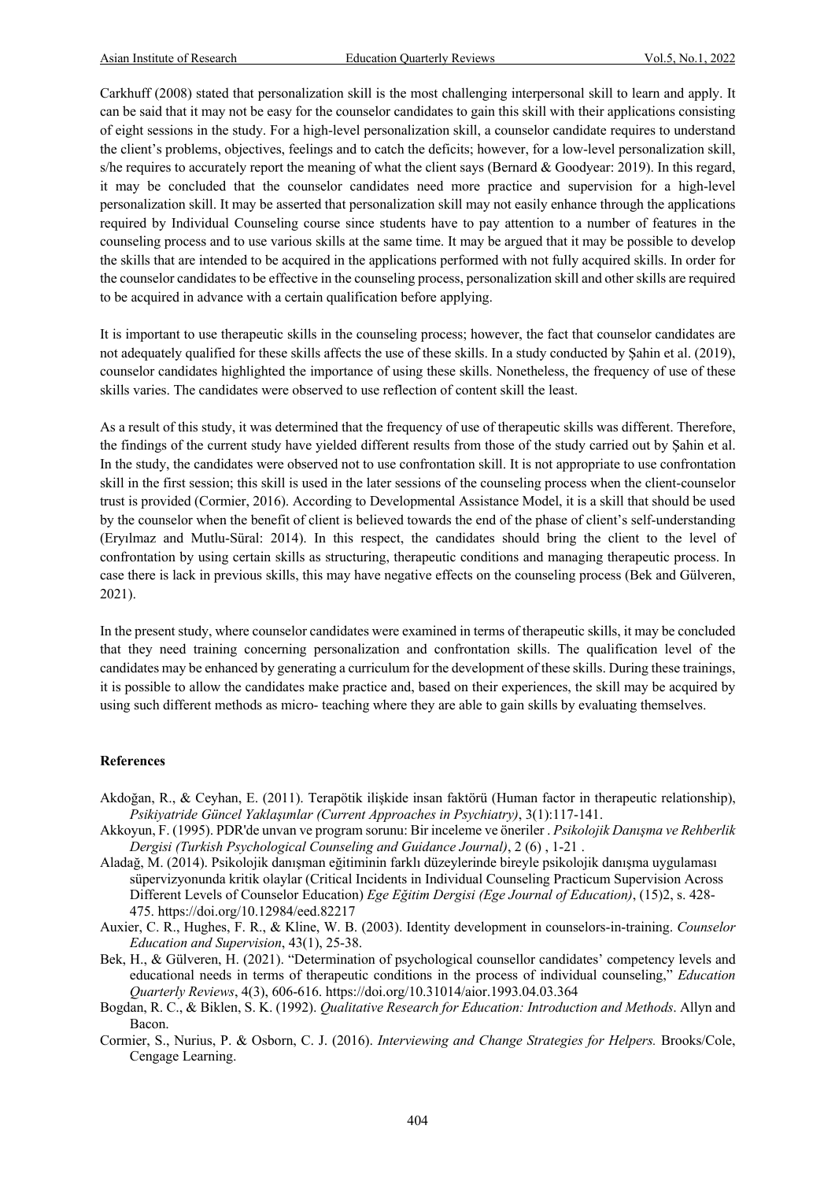Carkhuff (2008) stated that personalization skill is the most challenging interpersonal skill to learn and apply. It can be said that it may not be easy for the counselor candidates to gain this skill with their applications consisting of eight sessions in the study. For a high-level personalization skill, a counselor candidate requires to understand the client's problems, objectives, feelings and to catch the deficits; however, for a low-level personalization skill, s/he requires to accurately report the meaning of what the client says (Bernard & Goodyear: 2019). In this regard, it may be concluded that the counselor candidates need more practice and supervision for a high-level personalization skill. It may be asserted that personalization skill may not easily enhance through the applications required by Individual Counseling course since students have to pay attention to a number of features in the counseling process and to use various skills at the same time. It may be argued that it may be possible to develop the skills that are intended to be acquired in the applications performed with not fully acquired skills. In order for the counselor candidates to be effective in the counseling process, personalization skill and other skills are required to be acquired in advance with a certain qualification before applying.

It is important to use therapeutic skills in the counseling process; however, the fact that counselor candidates are not adequately qualified for these skills affects the use of these skills. In a study conducted by Şahin et al. (2019), counselor candidates highlighted the importance of using these skills. Nonetheless, the frequency of use of these skills varies. The candidates were observed to use reflection of content skill the least.

As a result of this study, it was determined that the frequency of use of therapeutic skills was different. Therefore, the findings of the current study have yielded different results from those of the study carried out by Şahin et al. In the study, the candidates were observed not to use confrontation skill. It is not appropriate to use confrontation skill in the first session; this skill is used in the later sessions of the counseling process when the client-counselor trust is provided (Cormier, 2016). According to Developmental Assistance Model, it is a skill that should be used by the counselor when the benefit of client is believed towards the end of the phase of client's self-understanding (Eryılmaz and Mutlu-Süral: 2014). In this respect, the candidates should bring the client to the level of confrontation by using certain skills as structuring, therapeutic conditions and managing therapeutic process. In case there is lack in previous skills, this may have negative effects on the counseling process (Bek and Gülveren, 2021).

In the present study, where counselor candidates were examined in terms of therapeutic skills, it may be concluded that they need training concerning personalization and confrontation skills. The qualification level of the candidates may be enhanced by generating a curriculum for the development of these skills. During these trainings, it is possible to allow the candidates make practice and, based on their experiences, the skill may be acquired by using such different methods as micro- teaching where they are able to gain skills by evaluating themselves.

**References**

Akdoğan, R., & Ceyhan, E. (2011). Terapötik ilişkide insan faktörü (Human factor in therapeutic relationship), *Psikiyatride Güncel Yaklaşımlar (Current Approaches in Psychiatry)*, 3(1):117-141.

Akkoyun, F. (1995). PDR'de unvan ve program sorunu: Bir inceleme ve öneriler . *Psikolojik Danışma ve Rehberlik Dergisi (Turkish Psychological Counseling and Guidance Journal)*, 2 (6) , 1-21 .

Aladağ, M. (2014). Psikolojik danışman eğitiminin farklı düzeylerinde bireyle psikolojik danışma uygulaması süpervizyonunda kritik olaylar (Critical Incidents in Individual Counseling Practicum Supervision Across Different Levels of Counselor Education) *Ege Eğitim Dergisi (Ege Journal of Education)*, (15)2, s. 428-475. https://doi.org/10.12984/eed.82217

Auxier, C. R., Hughes, F. R., & Kline, W. B. (2003). Identity development in counselors-in-training. *Counselor Education and Supervision*, 43(1), 25-38.

Bek, H., & Gülveren, H. (2021). "Determination of psychological counsellor candidates' competency levels and educational needs in terms of therapeutic conditions in the process of individual counseling," *Education Quarterly Reviews*, 4(3), 606-616. https://doi.org/10.31014/aior.1993.04.03.364

Bogdan, R. C., & Biklen, S. K. (1992). *Qualitative Research for Education: Introduction and Methods*. Allyn and Bacon.

Cormier, S., Nurius, P. & Osborn, C. J. (2016). *Interviewing and Change Strategies for Helpers.* Brooks/Cole, Cengage Learning.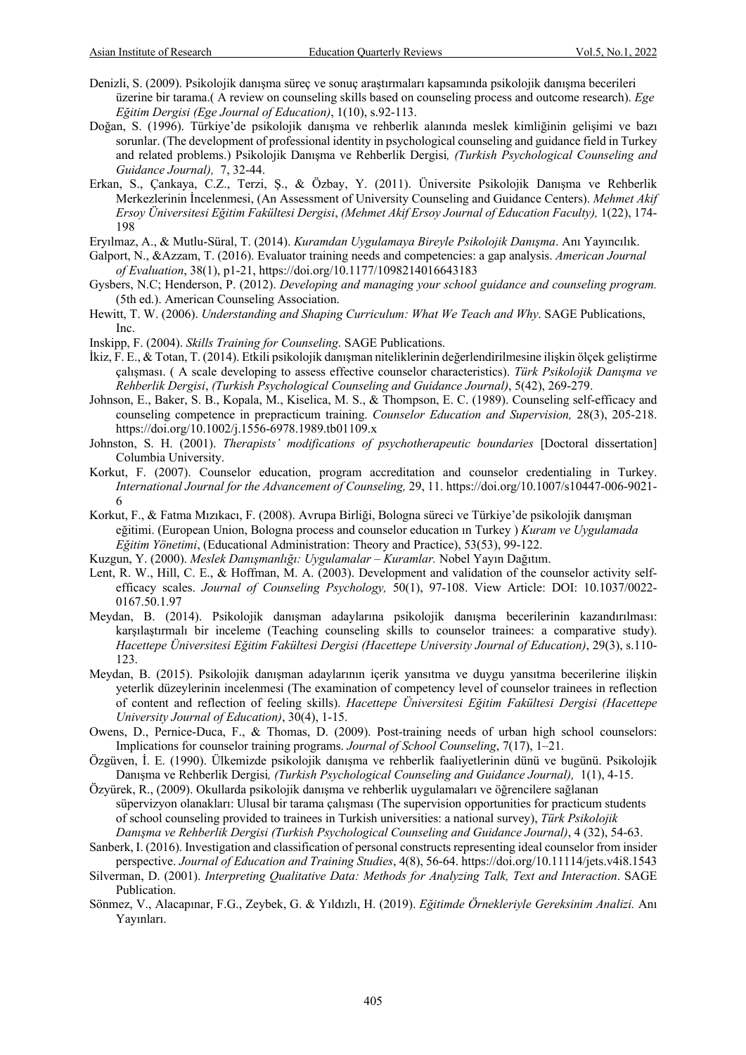Denizli, S. (2009). Psikolojik danışma süreç ve sonuç araştırmaları kapsamında psikolojik danışma becerileri üzerine bir tarama.( A review on counseling skills based on counseling process and outcome research). *Ege Eğitim Dergisi (Ege Journal of Education)*, 1(10), s.92-113.

Doğan, S. (1996). Türkiye'de psikolojik danışma ve rehberlik alanında meslek kimliğinin gelişimi ve bazı sorunlar. (The development of professional identity in psychological counseling and guidance field in Turkey and related problems.) Psikolojik Danışma ve Rehberlik Dergisi*, (Turkish Psychological Counseling and Guidance Journal),* 7, 32-44.

Erkan, S., Çankaya, C.Z., Terzi, Ş., & Özbay, Y. (2011). Üniversite Psikolojik Danışma ve Rehberlik Merkezlerinin İncelenmesi, (An Assessment of University Counseling and Guidance Centers). *Mehmet Akif Ersoy Üniversitesi Eğitim Fakültesi Dergisi*, *(Mehmet Akif Ersoy Journal of Education Faculty),* 1(22), 174-198

Eryılmaz, A., & Mutlu-Süral, T. (2014). *Kuramdan Uygulamaya Bireyle Psikolojik Danışma*. Anı Yayıncılık.

Galport, N., &Azzam, T. (2016). Evaluator training needs and competencies: a gap analysis. *American Journal of Evaluation*, 38(1), p1-21, https://doi.org/10.1177/1098214016643183

Gysbers, N.C; Henderson, P. (2012). *Developing and managing your school guidance and counseling program.* (5th ed.). American Counseling Association.

Hewitt, T. W. (2006). *Understanding and Shaping Curriculum: What We Teach and Why*. SAGE Publications, Inc.

Inskipp, F. (2004). *Skills Training for Counseling*. SAGE Publications.

İkiz, F. E., & Totan, T. (2014). Etkili psikolojik danışman niteliklerinin değerlendirilmesine ilişkin ölçek geliştirme çalışması. ( A scale developing to assess effective counselor characteristics). *Türk Psikolojik Danışma ve Rehberlik Dergisi*, *(Turkish Psychological Counseling and Guidance Journal)*, 5(42), 269-279.

Johnson, E., Baker, S. B., Kopala, M., Kiselica, M. S., & Thompson, E. C. (1989). Counseling self-efficacy and counseling competence in prepracticum training. *Counselor Education and Supervision,* 28(3), 205-218. https://doi.org/10.1002/j.1556-6978.1989.tb01109.x

Johnston, S. H. (2001). *Therapists' modifications of psychotherapeutic boundaries* [Doctoral dissertation] Columbia University.

Korkut, F. (2007). Counselor education, program accreditation and counselor credentialing in Turkey. *International Journal for the Advancement of Counseling,* 29, 11. https://doi.org/10.1007/s10447-006-9021-6

Korkut, F., & Fatma Mızıkacı, F. (2008). Avrupa Birliği, Bologna süreci ve Türkiye'de psikolojik danışman eğitimi. (European Union, Bologna process and counselor education ın Turkey ) *Kuram ve Uygulamada Eğitim Yönetimi*, (Educational Administration: Theory and Practice), 53(53), 99-122.

Kuzgun, Y. (2000). *Meslek Danışmanlığı: Uygulamalar – Kuramlar.* Nobel Yayın Dağıtım.

Lent, R. W., Hill, C. E., & Hoffman, M. A. (2003). Development and validation of the counselor activity self-efficacy scales. *Journal of Counseling Psychology,* 50(1), 97-108. View Article: DOI: 10.1037/0022-0167.50.1.97

Meydan, B. (2014). Psikolojik danışman adaylarına psikolojik danışma becerilerinin kazandırılması: karşılaştırmalı bir inceleme (Teaching counseling skills to counselor trainees: a comparative study). *Hacettepe Üniversitesi Eğitim Fakültesi Dergisi (Hacettepe University Journal of Education)*, 29(3), s.110-123.

Meydan, B. (2015). Psikolojik danışman adaylarının içerik yansıtma ve duygu yansıtma becerilerine ilişkin yeterlik düzeylerinin incelenmesi (The examination of competency level of counselor trainees in reflection of content and reflection of feeling skills). *Hacettepe Üniversitesi Eğitim Fakültesi Dergisi (Hacettepe University Journal of Education)*, 30(4), 1-15.

Owens, D., Pernice-Duca, F., & Thomas, D. (2009). Post-training needs of urban high school counselors: Implications for counselor training programs. *Journal of School Counseling*, 7(17), 1–21.

Özgüven, İ. E. (1990). Ülkemizde psikolojik danışma ve rehberlik faaliyetlerinin dünü ve bugünü. Psikolojik Danışma ve Rehberlik Dergisi*, (Turkish Psychological Counseling and Guidance Journal),* 1(1), 4-15.

Özyürek, R., (2009). Okullarda psikolojik danışma ve rehberlik uygulamaları ve öğrencilere sağlanan süpervizyon olanakları: Ulusal bir tarama çalışması (The supervision opportunities for practicum students of school counseling provided to trainees in Turkish universities: a national survey), *Türk Psikolojik Danışma ve Rehberlik Dergisi (Turkish Psychological Counseling and Guidance Journal)*, 4 (32), 54-63.

Sanberk, I. (2016). Investigation and classification of personal constructs representing ideal counselor from insider perspective. *Journal of Education and Training Studies*, 4(8), 56-64. https://doi.org/10.11114/jets.v4i8.1543

Silverman, D. (2001). *Interpreting Qualitative Data: Methods for Analyzing Talk, Text and Interaction*. SAGE Publication.

Sönmez, V., Alacapınar, F.G., Zeybek, G. & Yıldızlı, H. (2019). *Eğitimde Örnekleriyle Gereksinim Analizi.* Anı Yayınları.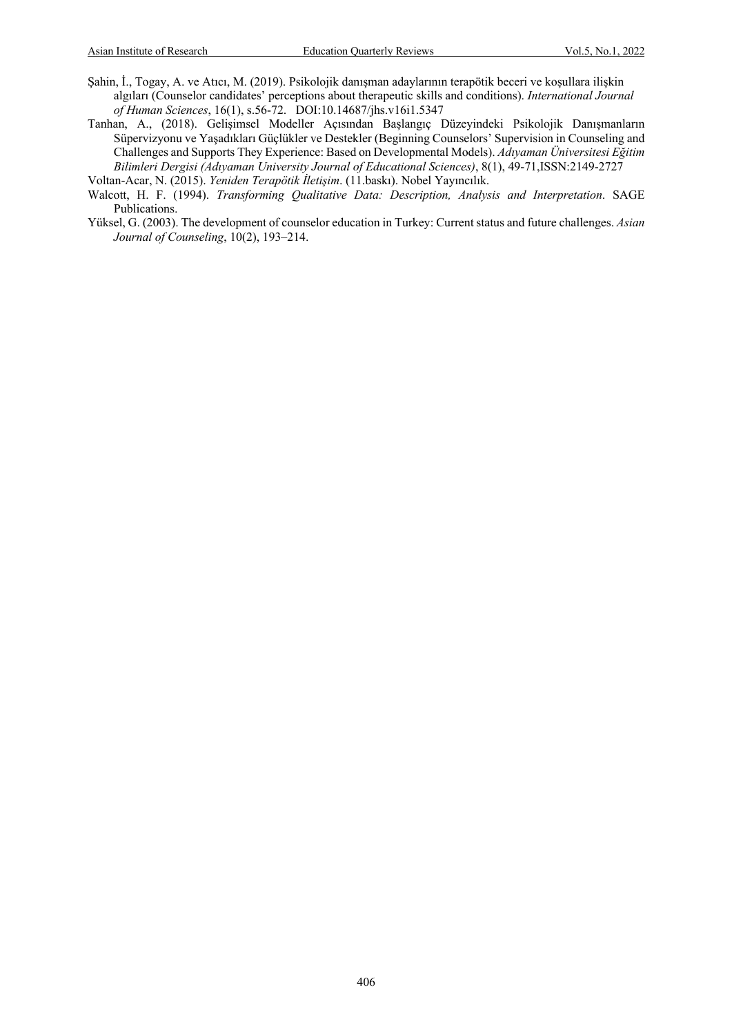Şahin, İ., Togay, A. ve Atıcı, M. (2019). Psikolojik danışman adaylarının terapötik beceri ve koşullara ilişkin algıları (Counselor candidates' perceptions about therapeutic skills and conditions). *International Journal of Human Sciences*, 16(1), s.56-72. DOI:10.14687/jhs.v16i1.5347

Tanhan, A., (2018). Gelişimsel Modeller Açısından Başlangıç Düzeyindeki Psikolojik Danışmanların Süpervizyonu ve Yaşadıkları Güçlükler ve Destekler (Beginning Counselors' Supervision in Counseling and Challenges and Supports They Experience: Based on Developmental Models). *Adıyaman Üniversitesi Eğitim Bilimleri Dergisi (Adıyaman University Journal of Educational Sciences)*, 8(1), 49-71,ISSN:2149-2727

Voltan-Acar, N. (2015). *Yeniden Terapötik İletişim*. (11.baskı). Nobel Yayıncılık.

Walcott, H. F. (1994). *Transforming Qualitative Data: Description, Analysis and Interpretation*. SAGE Publications.

Yüksel, G. (2003). The development of counselor education in Turkey: Current status and future challenges. *Asian Journal of Counseling*, 10(2), 193–214.